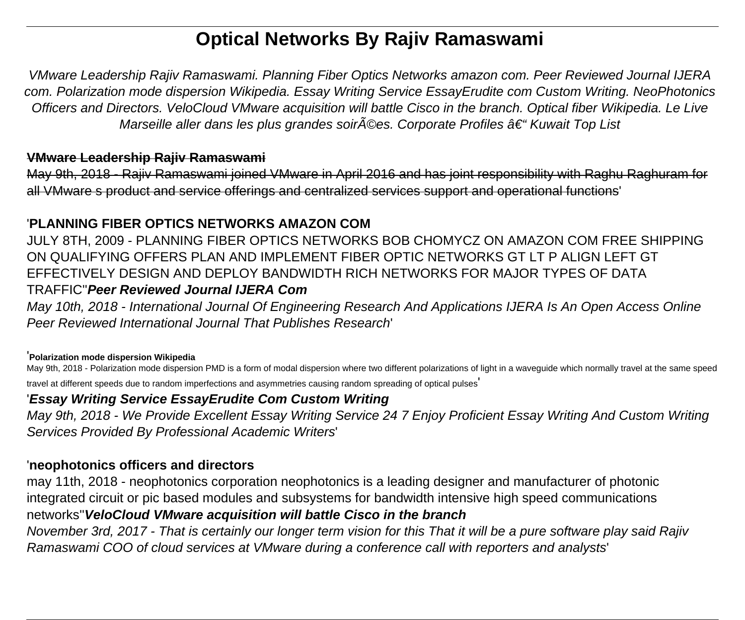# Optical Networks By Rajiv Ramaswami

*VMware Leadership Rajiv Ramaswami. Planning Fiber Optics Networks amazon com. Peer Reviewed Journal IJERA com. Polarization mode dispersion Wikipedia. Essay Writing Service EssayErudite com Custom Writing. NeoPhotonics Officers and Directors. VeloCloud VMware acquisition will battle Cisco in the branch. Optical fiber Wikipedia. Le Live Marseille aller dans les plus grandes soirÃ©es. Corporate Profiles â€“ Kuwait Top List*

### ~~VMware Leadership Rajiv Ramaswami~~

~~May 9th, 2018 - Rajiv Ramaswami joined VMware in April 2016 and has joint responsibility with Raghu Raghuram for all VMware s product and service offerings and centralized services support and operational functions~~'

### 'PLANNING FIBER OPTICS NETWORKS AMAZON COM

JULY 8TH, 2009 - PLANNING FIBER OPTICS NETWORKS BOB CHOMYCZ ON AMAZON COM FREE SHIPPING ON QUALIFYING OFFERS PLAN AND IMPLEMENT FIBER OPTIC NETWORKS GT LT P ALIGN LEFT GT EFFECTIVELY DESIGN AND DEPLOY BANDWIDTH RICH NETWORKS FOR MAJOR TYPES OF DATA TRAFFIC''***Peer Reviewed Journal IJERA Com***

*May 10th, 2018 - International Journal Of Engineering Research And Applications IJERA Is An Open Access Online Peer Reviewed International Journal That Publishes Research*'

'**Polarization mode dispersion Wikipedia**

May 9th, 2018 - Polarization mode dispersion PMD is a form of modal dispersion where two different polarizations of light in a waveguide which normally travel at the same speed travel at different speeds due to random imperfections and asymmetries causing random spreading of optical pulses'

### '*Essay Writing Service EssayErudite Com Custom Writing*

*May 9th, 2018 - We Provide Excellent Essay Writing Service 24 7 Enjoy Proficient Essay Writing And Custom Writing Services Provided By Professional Academic Writers*'

### 'neophotonics officers and directors

may 11th, 2018 - neophotonics corporation neophotonics is a leading designer and manufacturer of photonic integrated circuit or pic based modules and subsystems for bandwidth intensive high speed communications networks''***VeloCloud VMware acquisition will battle Cisco in the branch***

*November 3rd, 2017 - That is certainly our longer term vision for this That it will be a pure software play said Rajiv Ramaswami COO of cloud services at VMware during a conference call with reporters and analysts*'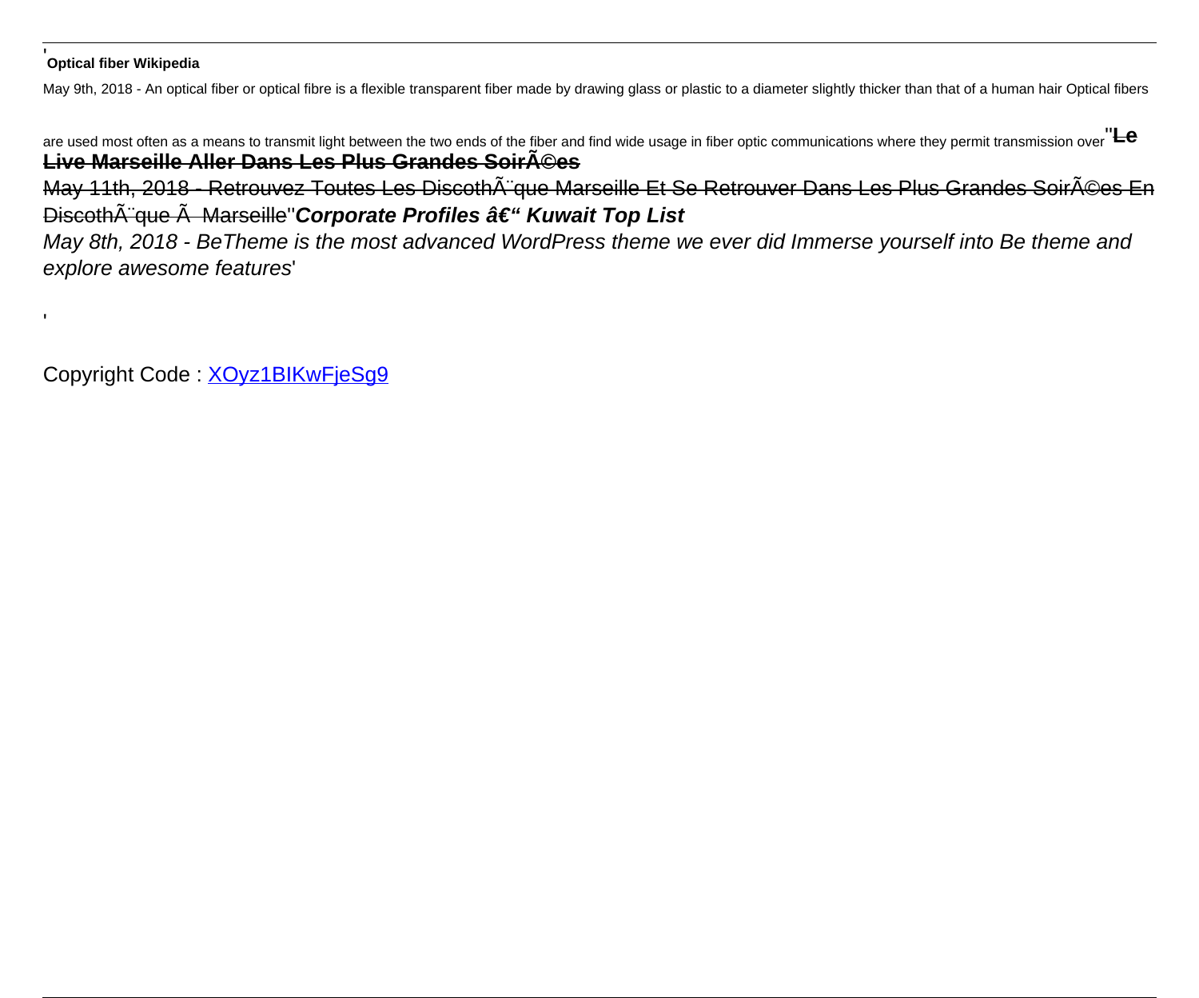'

**Optical fiber Wikipedia**

May 9th, 2018 - An optical fiber or optical fibre is a flexible transparent fiber made by drawing glass or plastic to a diameter slightly thicker than that of a human hair Optical fibers are used most often as a means to transmit light between the two ends of the fiber and find wide usage in fiber optic communications where they permit transmission over''~~**Le Live Marseille Aller Dans Les Plus Grandes SoirÃ©es**~~

~~May 11th, 2018 - Retrouvez Toutes Les DiscothÃ¨que Marseille Et Se Retrouver Dans Les Plus Grandes SoirÃ©es En DiscothÃ¨que Ã  Marseille~~''***Corporate Profiles â€" Kuwait Top List***

*May 8th, 2018 - BeTheme is the most advanced WordPress theme we ever did Immerse yourself into Be theme and explore awesome features*'

'

Copyright Code : XOyz1BIKwFjeSg9